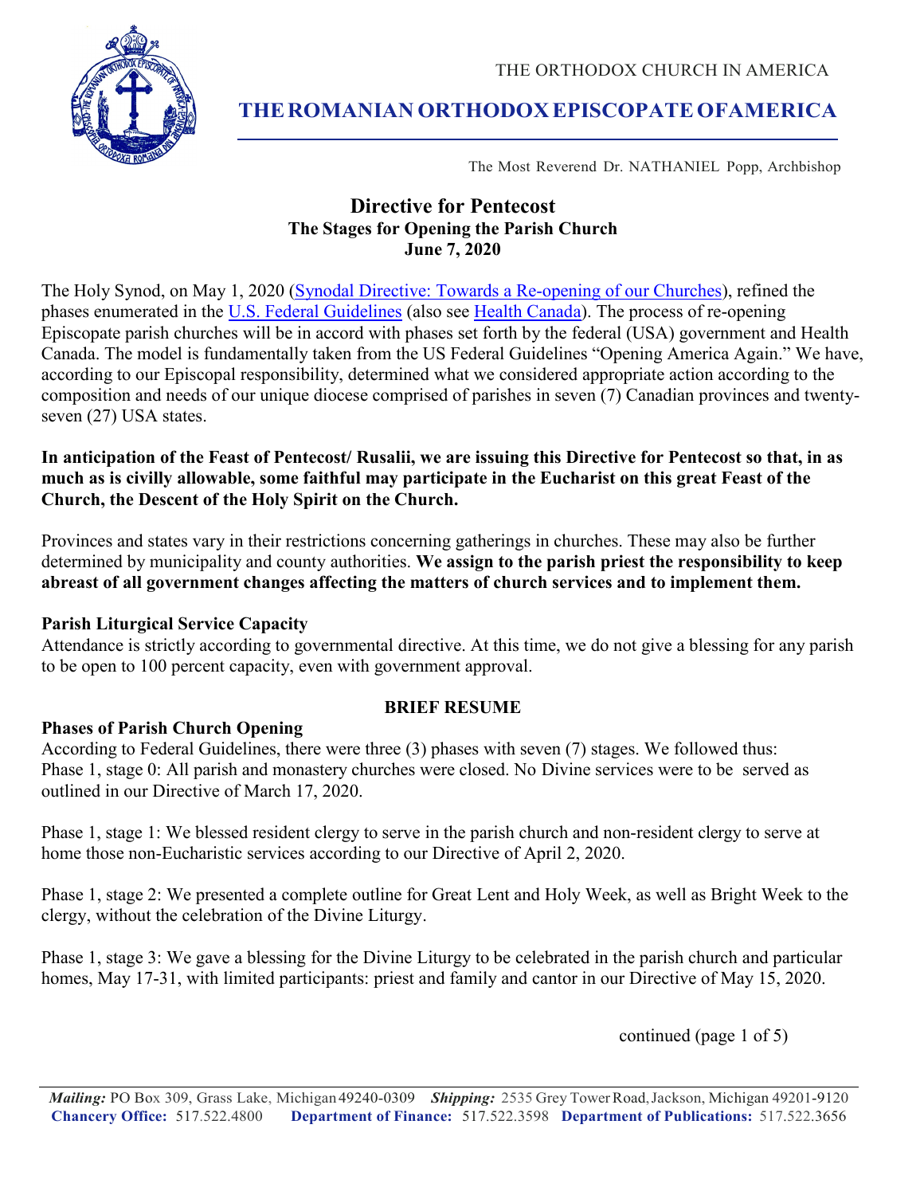THE ORTHODOX CHURCH IN AMERICA

# THE ROMANIAN ORTHODOX EPISCOPATE OF AMERICA

The Most Reverend Dr. NATHANIEL Popp, Archbishop

## Directive for Pentecost
### The Stages for Opening the Parish Church
### June 7, 2020

The Holy Synod, on May 1, 2020 (Synodal Directive: Towards a Re-opening of our Churches), refined the phases enumerated in the U.S. Federal Guidelines (also see Health Canada). The process of re-opening Episcopate parish churches will be in accord with phases set forth by the federal (USA) government and Health Canada. The model is fundamentally taken from the US Federal Guidelines "Opening America Again." We have, according to our Episcopal responsibility, determined what we considered appropriate action according to the composition and needs of our unique diocese comprised of parishes in seven (7) Canadian provinces and twenty-seven (27) USA states.

**In anticipation of the Feast of Pentecost/ Rusalii, we are issuing this Directive for Pentecost so that, in as much as is civilly allowable, some faithful may participate in the Eucharist on this great Feast of the Church, the Descent of the Holy Spirit on the Church.**

Provinces and states vary in their restrictions concerning gatherings in churches. These may also be further determined by municipality and county authorities. **We assign to the parish priest the responsibility to keep abreast of all government changes affecting the matters of church services and to implement them.**

**Parish Liturgical Service Capacity**
Attendance is strictly according to governmental directive. At this time, we do not give a blessing for any parish to be open to 100 percent capacity, even with government approval.

**BRIEF RESUME**

**Phases of Parish Church Opening**
According to Federal Guidelines, there were three (3) phases with seven (7) stages. We followed thus:
Phase 1, stage 0: All parish and monastery churches were closed. No Divine services were to be served as outlined in our Directive of March 17, 2020.

Phase 1, stage 1: We blessed resident clergy to serve in the parish church and non-resident clergy to serve at home those non-Eucharistic services according to our Directive of April 2, 2020.

Phase 1, stage 2: We presented a complete outline for Great Lent and Holy Week, as well as Bright Week to the clergy, without the celebration of the Divine Liturgy.

Phase 1, stage 3: We gave a blessing for the Divine Liturgy to be celebrated in the parish church and particular homes, May 17-31, with limited participants: priest and family and cantor in our Directive of May 15, 2020.

continued

*Mailing:* PO Box 309, Grass Lake, Michigan 49240-0309 *Shipping:* 2535 Grey Tower Road, Jackson, Michigan 49201-9120
**Chancery Office:** 517.522.4800 **Department of Finance:** 517.522.3598 **Department of Publications:** 517.522.3656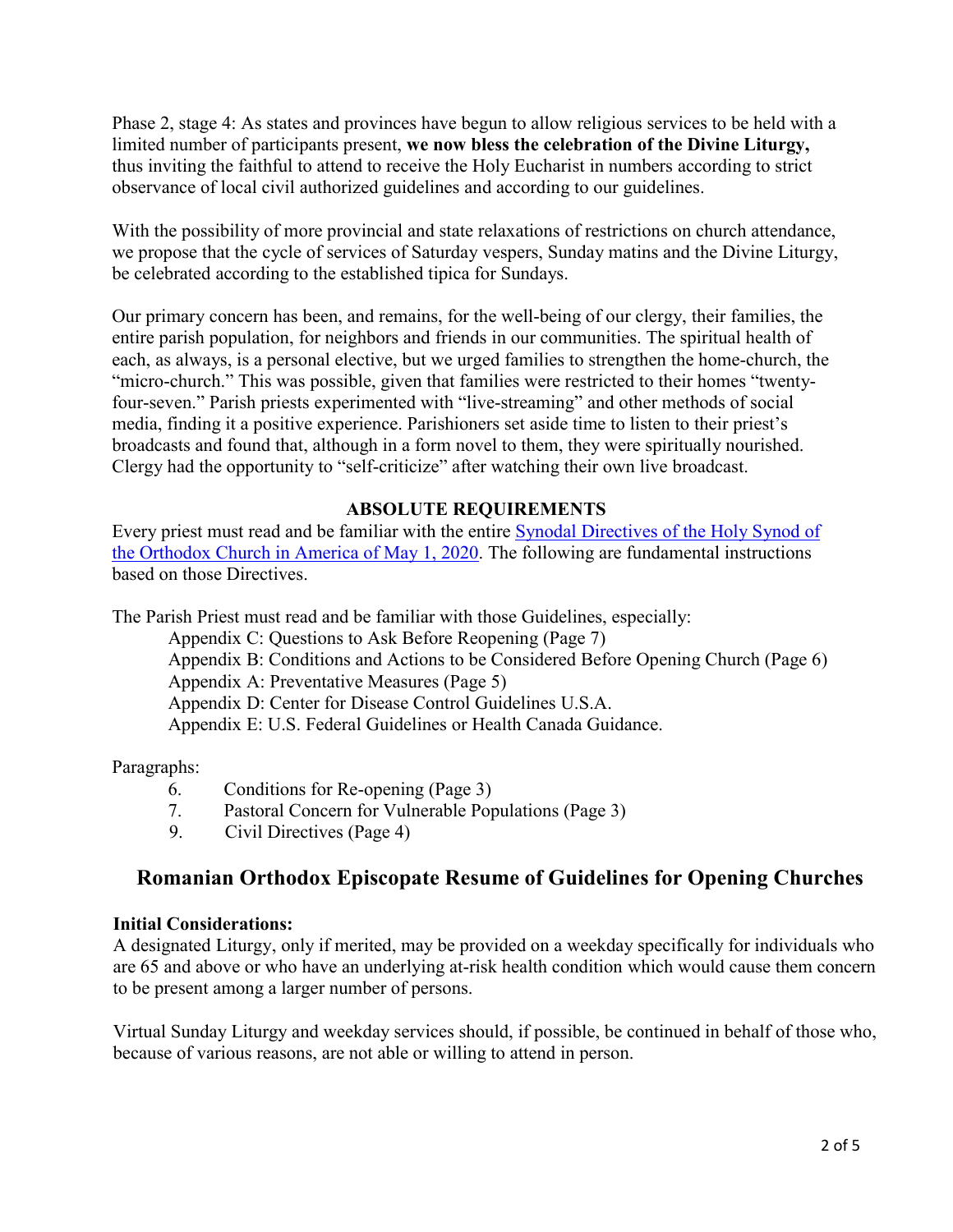Phase 2, stage 4: As states and provinces have begun to allow religious services to be held with a limited number of participants present, **we now bless the celebration of the Divine Liturgy,** thus inviting the faithful to attend to receive the Holy Eucharist in numbers according to strict observance of local civil authorized guidelines and according to our guidelines.

With the possibility of more provincial and state relaxations of restrictions on church attendance, we propose that the cycle of services of Saturday vespers, Sunday matins and the Divine Liturgy, be celebrated according to the established tipica for Sundays.

Our primary concern has been, and remains, for the well-being of our clergy, their families, the entire parish population, for neighbors and friends in our communities. The spiritual health of each, as always, is a personal elective, but we urged families to strengthen the home-church, the "micro-church." This was possible, given that families were restricted to their homes "twenty-four-seven." Parish priests experimented with "live-streaming" and other methods of social media, finding it a positive experience. Parishioners set aside time to listen to their priest's broadcasts and found that, although in a form novel to them, they were spiritually nourished. Clergy had the opportunity to "self-criticize" after watching their own live broadcast.

**ABSOLUTE REQUIREMENTS**

Every priest must read and be familiar with the entire Synodal Directives of the Holy Synod of the Orthodox Church in America of May 1, 2020. The following are fundamental instructions based on those Directives.

The Parish Priest must read and be familiar with those Guidelines, especially:

- Appendix C: Questions to Ask Before Reopening (Page 7)
- Appendix B: Conditions and Actions to be Considered Before Opening Church (Page 6)
- Appendix A: Preventative Measures (Page 5)
- Appendix D: Center for Disease Control Guidelines U.S.A.
- Appendix E: U.S. Federal Guidelines or Health Canada Guidance.

Paragraphs:

- 6. Conditions for Re-opening (Page 3)
- 7. Pastoral Concern for Vulnerable Populations (Page 3)
- 9. Civil Directives (Page 4)

## Romanian Orthodox Episcopate Resume of Guidelines for Opening Churches

**Initial Considerations:**

A designated Liturgy, only if merited, may be provided on a weekday specifically for individuals who are 65 and above or who have an underlying at-risk health condition which would cause them concern to be present among a larger number of persons.

Virtual Sunday Liturgy and weekday services should, if possible, be continued in behalf of those who, because of various reasons, are not able or willing to attend in person.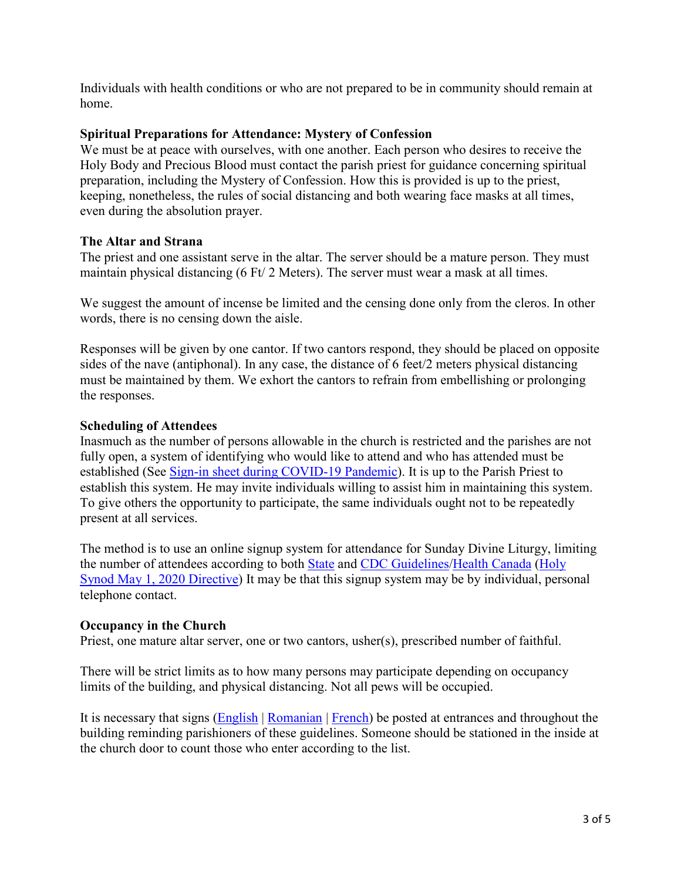Individuals with health conditions or who are not prepared to be in community should remain at home.

**Spiritual Preparations for Attendance: Mystery of Confession**

We must be at peace with ourselves, with one another. Each person who desires to receive the Holy Body and Precious Blood must contact the parish priest for guidance concerning spiritual preparation, including the Mystery of Confession. How this is provided is up to the priest, keeping, nonetheless, the rules of social distancing and both wearing face masks at all times, even during the absolution prayer.

**The Altar and Strana**

The priest and one assistant serve in the altar. The server should be a mature person. They must maintain physical distancing (6 Ft/ 2 Meters). The server must wear a mask at all times.

We suggest the amount of incense be limited and the censing done only from the cleros. In other words, there is no censing down the aisle.

Responses will be given by one cantor. If two cantors respond, they should be placed on opposite sides of the nave (antiphonal). In any case, the distance of 6 feet/2 meters physical distancing must be maintained by them. We exhort the cantors to refrain from embellishing or prolonging the responses.

**Scheduling of Attendees**

Inasmuch as the number of persons allowable in the church is restricted and the parishes are not fully open, a system of identifying who would like to attend and who has attended must be established (See Sign-in sheet during COVID-19 Pandemic). It is up to the Parish Priest to establish this system. He may invite individuals willing to assist him in maintaining this system. To give others the opportunity to participate, the same individuals ought not to be repeatedly present at all services.

The method is to use an online signup system for attendance for Sunday Divine Liturgy, limiting the number of attendees according to both State and CDC Guidelines/Health Canada (Holy Synod May 1, 2020 Directive) It may be that this signup system may be by individual, personal telephone contact.

**Occupancy in the Church**

Priest, one mature altar server, one or two cantors, usher(s), prescribed number of faithful.

There will be strict limits as to how many persons may participate depending on occupancy limits of the building, and physical distancing. Not all pews will be occupied.

It is necessary that signs (English | Romanian | French) be posted at entrances and throughout the building reminding parishioners of these guidelines. Someone should be stationed in the inside at the church door to count those who enter according to the list.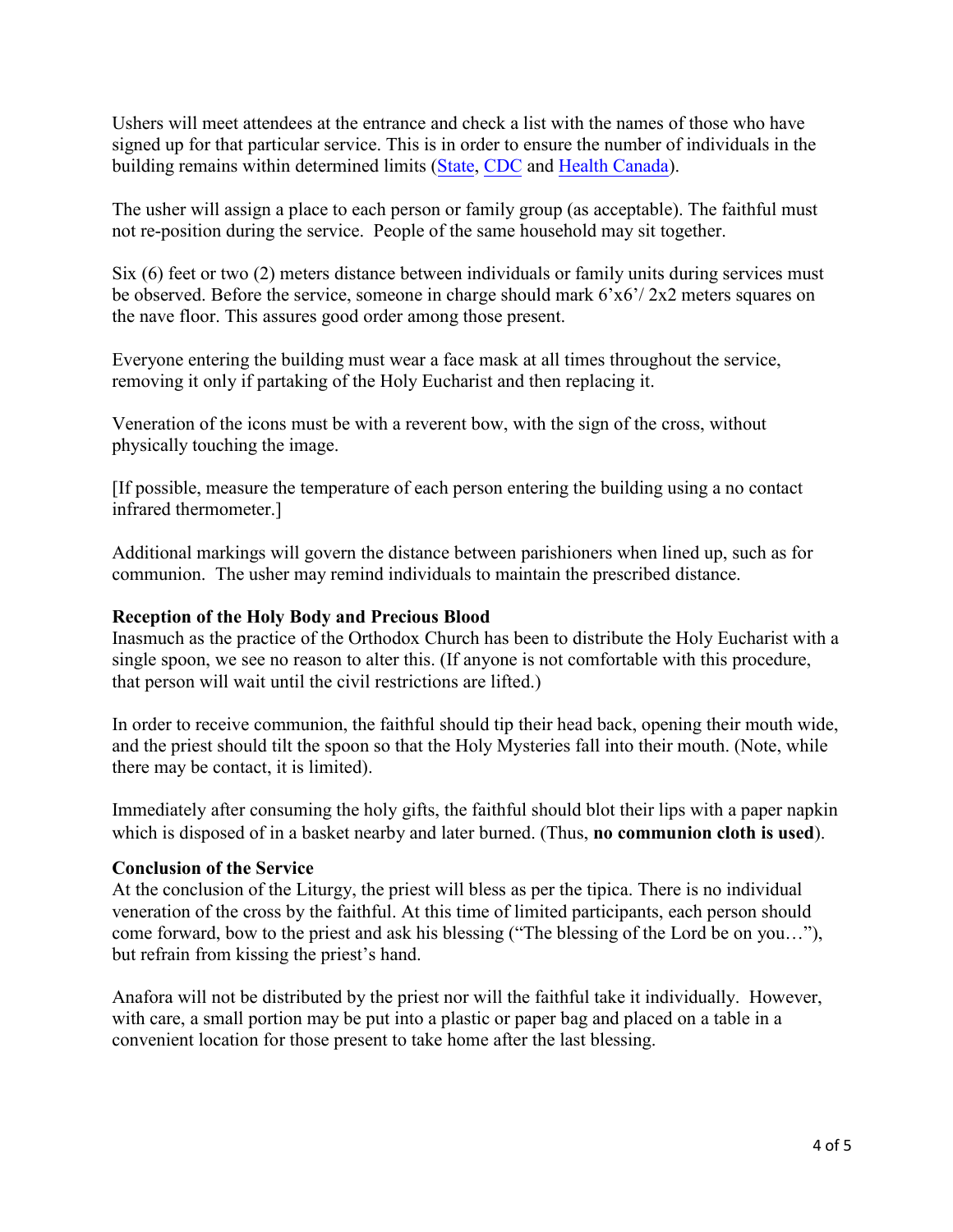Ushers will meet attendees at the entrance and check a list with the names of those who have signed up for that particular service. This is in order to ensure the number of individuals in the building remains within determined limits (State, CDC and Health Canada).

The usher will assign a place to each person or family group (as acceptable). The faithful must not re-position during the service. People of the same household may sit together.

Six (6) feet or two (2) meters distance between individuals or family units during services must be observed. Before the service, someone in charge should mark 6'x6'/ 2x2 meters squares on the nave floor. This assures good order among those present.

Everyone entering the building must wear a face mask at all times throughout the service, removing it only if partaking of the Holy Eucharist and then replacing it.

Veneration of the icons must be with a reverent bow, with the sign of the cross, without physically touching the image.

[If possible, measure the temperature of each person entering the building using a no contact infrared thermometer.]

Additional markings will govern the distance between parishioners when lined up, such as for communion. The usher may remind individuals to maintain the prescribed distance.

**Reception of the Holy Body and Precious Blood**

Inasmuch as the practice of the Orthodox Church has been to distribute the Holy Eucharist with a single spoon, we see no reason to alter this. (If anyone is not comfortable with this procedure, that person will wait until the civil restrictions are lifted.)

In order to receive communion, the faithful should tip their head back, opening their mouth wide, and the priest should tilt the spoon so that the Holy Mysteries fall into their mouth. (Note, while there may be contact, it is limited).

Immediately after consuming the holy gifts, the faithful should blot their lips with a paper napkin which is disposed of in a basket nearby and later burned. (Thus, **no communion cloth is used**).

**Conclusion of the Service**

At the conclusion of the Liturgy, the priest will bless as per the tipica. There is no individual veneration of the cross by the faithful. At this time of limited participants, each person should come forward, bow to the priest and ask his blessing ("The blessing of the Lord be on you…"), but refrain from kissing the priest's hand.

Anafora will not be distributed by the priest nor will the faithful take it individually. However, with care, a small portion may be put into a plastic or paper bag and placed on a table in a convenient location for those present to take home after the last blessing.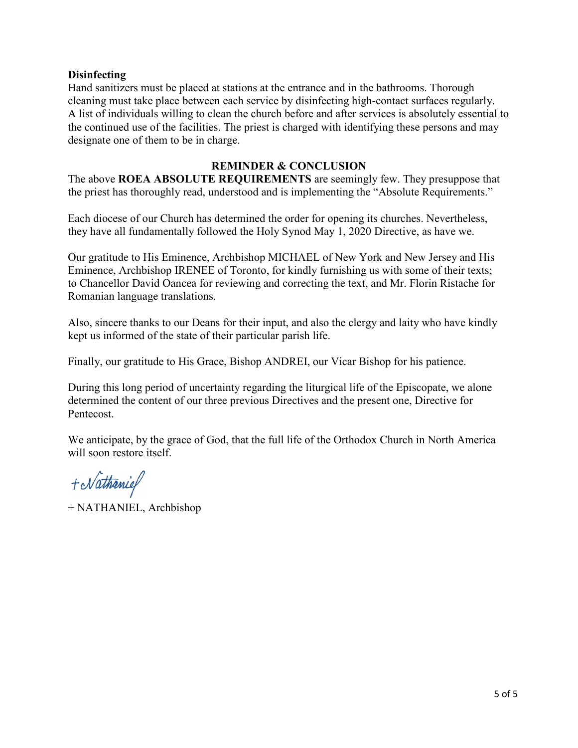**Disinfecting**

Hand sanitizers must be placed at stations at the entrance and in the bathrooms. Thorough cleaning must take place between each service by disinfecting high-contact surfaces regularly. A list of individuals willing to clean the church before and after services is absolutely essential to the continued use of the facilities. The priest is charged with identifying these persons and may designate one of them to be in charge.

## REMINDER & CONCLUSION

The above **ROEA ABSOLUTE REQUIREMENTS** are seemingly few. They presuppose that the priest has thoroughly read, understood and is implementing the "Absolute Requirements."

Each diocese of our Church has determined the order for opening its churches. Nevertheless, they have all fundamentally followed the Holy Synod May 1, 2020 Directive, as have we.

Our gratitude to His Eminence, Archbishop MICHAEL of New York and New Jersey and His Eminence, Archbishop IRENEE of Toronto, for kindly furnishing us with some of their texts; to Chancellor David Oancea for reviewing and correcting the text, and Mr. Florin Ristache for Romanian language translations.

Also, sincere thanks to our Deans for their input, and also the clergy and laity who have kindly kept us informed of the state of their particular parish life.

Finally, our gratitude to His Grace, Bishop ANDREI, our Vicar Bishop for his patience.

During this long period of uncertainty regarding the liturgical life of the Episcopate, we alone determined the content of our three previous Directives and the present one, Directive for Pentecost.

We anticipate, by the grace of God, that the full life of the Orthodox Church in North America will soon restore itself.

+Nathaniel

+ NATHANIEL, Archbishop